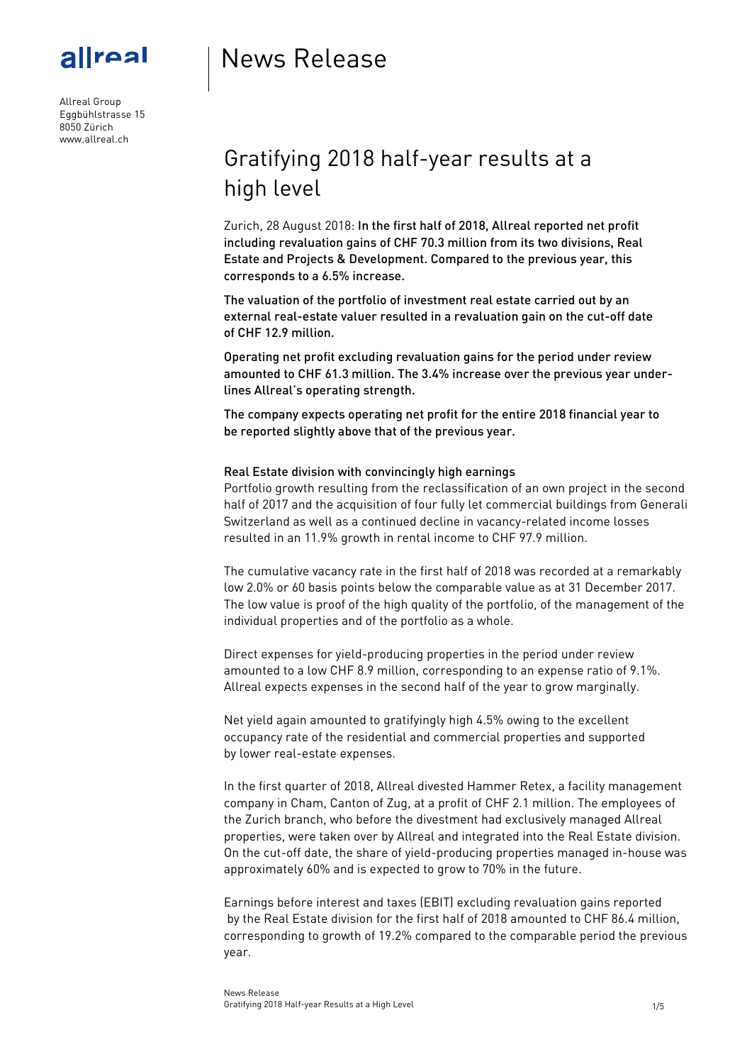allreal

Allreal Group
Eggbühlstrasse 15
8050 Zürich
www.allreal.ch

# News Release

## Gratifying 2018 half-year results at a high level

Zurich, 28 August 2018: **In the first half of 2018, Allreal reported net profit including revaluation gains of CHF 70.3 million from its two divisions, Real Estate and Projects & Development. Compared to the previous year, this corresponds to a 6.5% increase.**

**The valuation of the portfolio of investment real estate carried out by an external real-estate valuer resulted in a revaluation gain on the cut-off date of CHF 12.9 million.**

**Operating net profit excluding revaluation gains for the period under review amounted to CHF 61.3 million. The 3.4% increase over the previous year underlines Allreal's operating strength.**

**The company expects operating net profit for the entire 2018 financial year to be reported slightly above that of the previous year.**

### Real Estate division with convincingly high earnings

Portfolio growth resulting from the reclassification of an own project in the second half of 2017 and the acquisition of four fully let commercial buildings from Generali Switzerland as well as a continued decline in vacancy-related income losses resulted in an 11.9% growth in rental income to CHF 97.9 million.

The cumulative vacancy rate in the first half of 2018 was recorded at a remarkably low 2.0% or 60 basis points below the comparable value as at 31 December 2017. The low value is proof of the high quality of the portfolio, of the management of the individual properties and of the portfolio as a whole.

Direct expenses for yield-producing properties in the period under review amounted to a low CHF 8.9 million, corresponding to an expense ratio of 9.1%. Allreal expects expenses in the second half of the year to grow marginally.

Net yield again amounted to gratifyingly high 4.5% owing to the excellent occupancy rate of the residential and commercial properties and supported by lower real-estate expenses.

In the first quarter of 2018, Allreal divested Hammer Retex, a facility management company in Cham, Canton of Zug, at a profit of CHF 2.1 million. The employees of the Zurich branch, who before the divestment had exclusively managed Allreal properties, were taken over by Allreal and integrated into the Real Estate division. On the cut-off date, the share of yield-producing properties managed in-house was approximately 60% and is expected to grow to 70% in the future.

Earnings before interest and taxes (EBIT) excluding revaluation gains reported by the Real Estate division for the first half of 2018 amounted to CHF 86.4 million, corresponding to growth of 19.2% compared to the comparable period the previous year.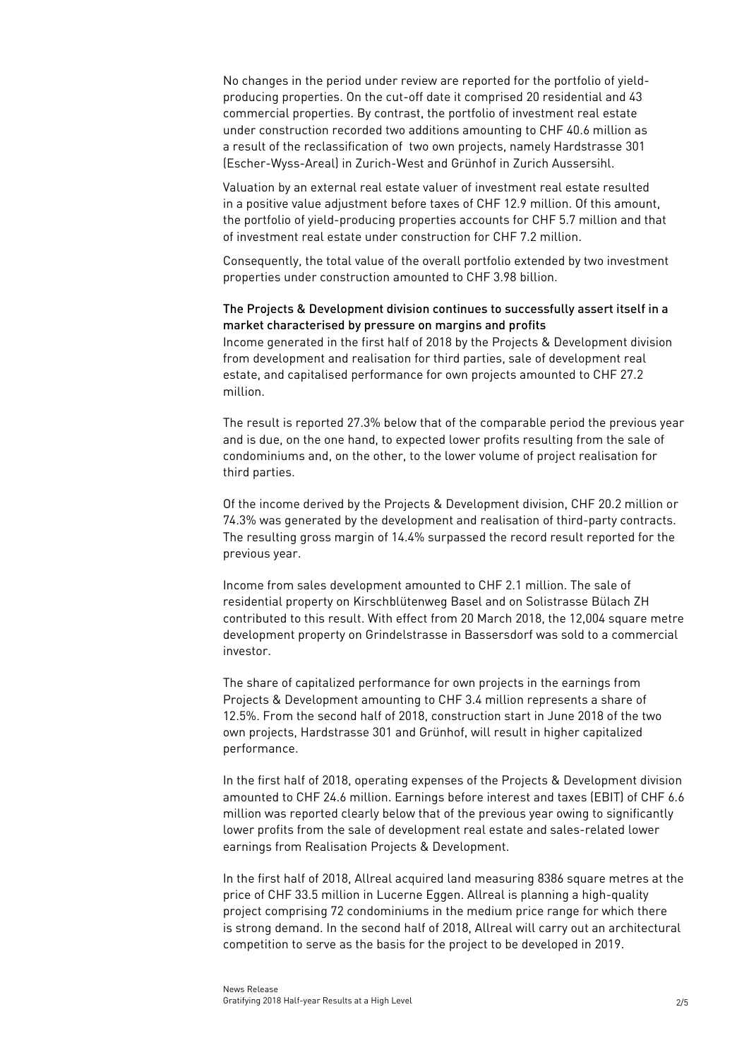No changes in the period under review are reported for the portfolio of yield-producing properties. On the cut-off date it comprised 20 residential and 43 commercial properties. By contrast, the portfolio of investment real estate under construction recorded two additions amounting to CHF 40.6 million as a result of the reclassification of two own projects, namely Hardstrasse 301 (Escher-Wyss-Areal) in Zurich-West and Grünhof in Zurich Aussersihl.

Valuation by an external real estate valuer of investment real estate resulted in a positive value adjustment before taxes of CHF 12.9 million. Of this amount, the portfolio of yield-producing properties accounts for CHF 5.7 million and that of investment real estate under construction for CHF 7.2 million.

Consequently, the total value of the overall portfolio extended by two investment properties under construction amounted to CHF 3.98 billion.

### The Projects & Development division continues to successfully assert itself in a market characterised by pressure on margins and profits

Income generated in the first half of 2018 by the Projects & Development division from development and realisation for third parties, sale of development real estate, and capitalised performance for own projects amounted to CHF 27.2 million.

The result is reported 27.3% below that of the comparable period the previous year and is due, on the one hand, to expected lower profits resulting from the sale of condominiums and, on the other, to the lower volume of project realisation for third parties.

Of the income derived by the Projects & Development division, CHF 20.2 million or 74.3% was generated by the development and realisation of third-party contracts. The resulting gross margin of 14.4% surpassed the record result reported for the previous year.

Income from sales development amounted to CHF 2.1 million. The sale of residential property on Kirschblütenweg Basel and on Solistrasse Bülach ZH contributed to this result. With effect from 20 March 2018, the 12,004 square metre development property on Grindelstrasse in Bassersdorf was sold to a commercial investor.

The share of capitalized performance for own projects in the earnings from Projects & Development amounting to CHF 3.4 million represents a share of 12.5%. From the second half of 2018, construction start in June 2018 of the two own projects, Hardstrasse 301 and Grünhof, will result in higher capitalized performance.

In the first half of 2018, operating expenses of the Projects & Development division amounted to CHF 24.6 million. Earnings before interest and taxes (EBIT) of CHF 6.6 million was reported clearly below that of the previous year owing to significantly lower profits from the sale of development real estate and sales-related lower earnings from Realisation Projects & Development.

In the first half of 2018, Allreal acquired land measuring 8386 square metres at the price of CHF 33.5 million in Lucerne Eggen. Allreal is planning a high-quality project comprising 72 condominiums in the medium price range for which there is strong demand. In the second half of 2018, Allreal will carry out an architectural competition to serve as the basis for the project to be developed in 2019.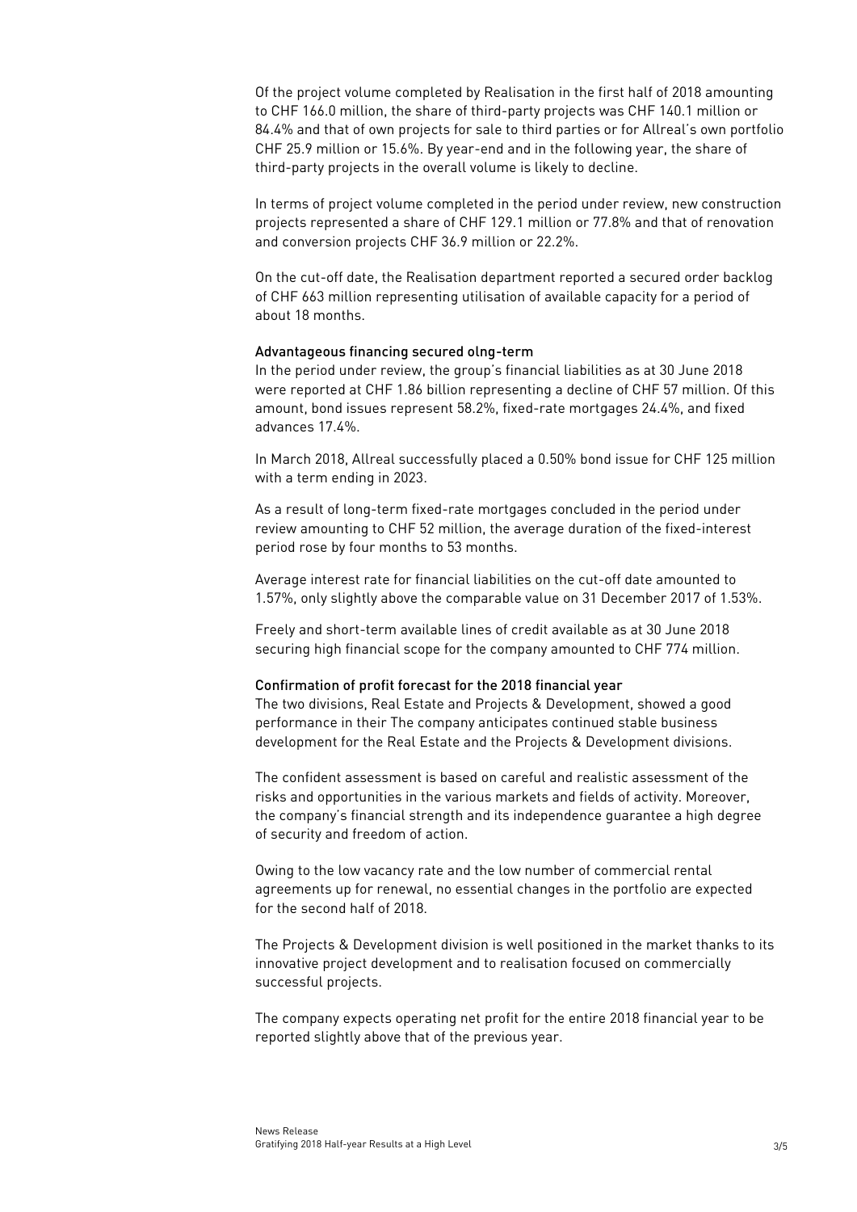Of the project volume completed by Realisation in the first half of 2018 amounting to CHF 166.0 million, the share of third-party projects was CHF 140.1 million or 84.4% and that of own projects for sale to third parties or for Allreal's own portfolio CHF 25.9 million or 15.6%. By year-end and in the following year, the share of third-party projects in the overall volume is likely to decline.

In terms of project volume completed in the period under review, new construction projects represented a share of CHF 129.1 million or 77.8% and that of renovation and conversion projects CHF 36.9 million or 22.2%.

On the cut-off date, the Realisation department reported a secured order backlog of CHF 663 million representing utilisation of available capacity for a period of about 18 months.

### Advantageous financing secured olng-term

In the period under review, the group's financial liabilities as at 30 June 2018 were reported at CHF 1.86 billion representing a decline of CHF 57 million. Of this amount, bond issues represent 58.2%, fixed-rate mortgages 24.4%, and fixed advances 17.4%.

In March 2018, Allreal successfully placed a 0.50% bond issue for CHF 125 million with a term ending in 2023.

As a result of long-term fixed-rate mortgages concluded in the period under review amounting to CHF 52 million, the average duration of the fixed-interest period rose by four months to 53 months.

Average interest rate for financial liabilities on the cut-off date amounted to 1.57%, only slightly above the comparable value on 31 December 2017 of 1.53%.

Freely and short-term available lines of credit available as at 30 June 2018 securing high financial scope for the company amounted to CHF 774 million.

### Confirmation of profit forecast for the 2018 financial year

The two divisions, Real Estate and Projects & Development, showed a good performance in their The company anticipates continued stable business development for the Real Estate and the Projects & Development divisions.

The confident assessment is based on careful and realistic assessment of the risks and opportunities in the various markets and fields of activity. Moreover, the company's financial strength and its independence guarantee a high degree of security and freedom of action.

Owing to the low vacancy rate and the low number of commercial rental agreements up for renewal, no essential changes in the portfolio are expected for the second half of 2018.

The Projects & Development division is well positioned in the market thanks to its innovative project development and to realisation focused on commercially successful projects.

The company expects operating net profit for the entire 2018 financial year to be reported slightly above that of the previous year.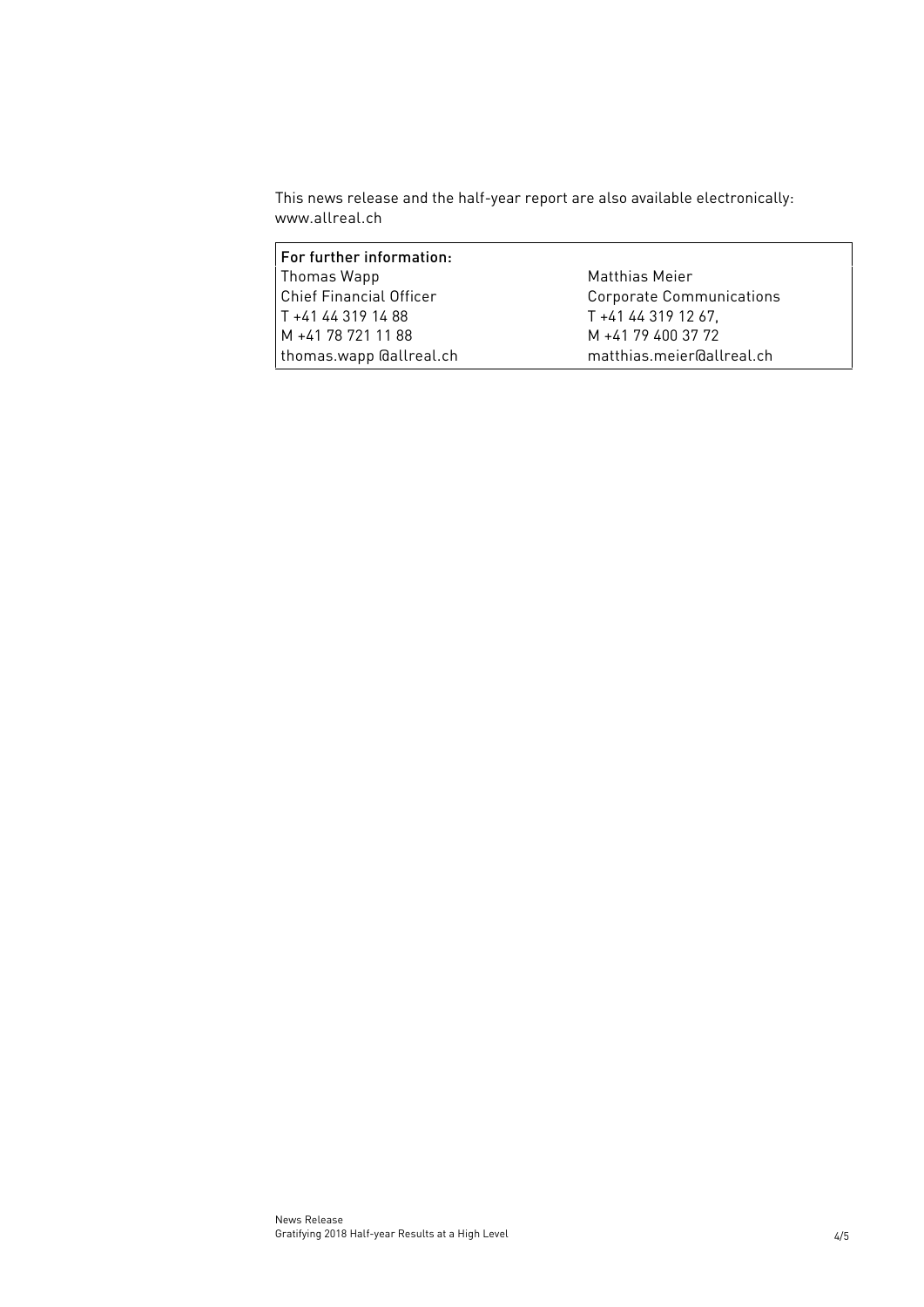This news release and the half-year report are also available electronically: www.allreal.ch

| For further information: | |
|---|---|
| Thomas Wapp | Matthias Meier |
| Chief Financial Officer | Corporate Communications |
| T +41 44 319 14 88 | T +41 44 319 12 67, |
| M +41 78 721 11 88 | M +41 79 400 37 72 |
| thomas.wapp @allreal.ch | matthias.meier@allreal.ch |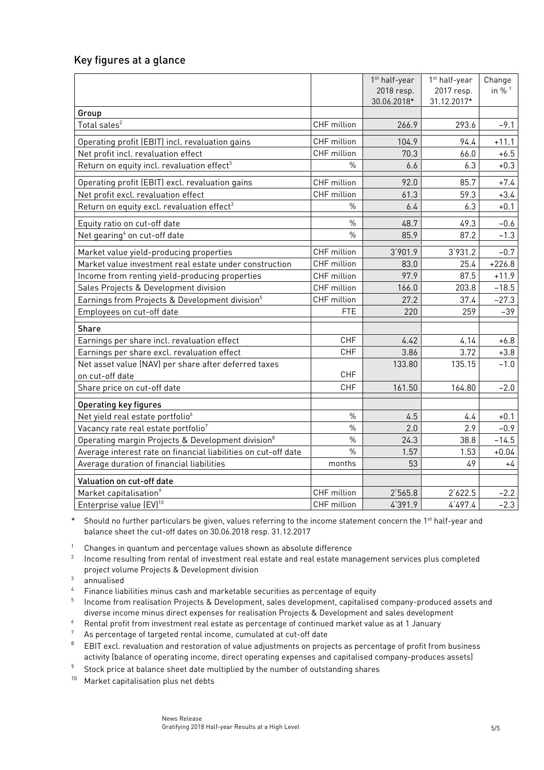## Key figures at a glance

| | | 1st half-year 2018 resp. 30.06.2018* | 1st half-year 2017 resp. 31.12.2017* | Change in % [1] |
|---|---|---|---|---|
| **Group** | | | | |
| Total sales[2] | CHF million | 266.9 | 293.6 | –9.1 |
| Operating profit (EBIT) incl. revaluation gains | CHF million | 104.9 | 94.4 | +11.1 |
| Net profit incl. revaluation effect | CHF million | 70.3 | 66.0 | +6.5 |
| Return on equity incl. revaluation effect[3] | % | 6.6 | 6.3 | +0.3 |
| Operating profit (EBIT) excl. revaluation gains | CHF million | 92.0 | 85.7 | +7.4 |
| Net profit excl. revaluation effect | CHF million | 61.3 | 59.3 | +3.4 |
| Return on equity excl. revaluation effect[3] | % | 6.4 | 6.3 | +0.1 |
| Equity ratio on cut-off date | % | 48.7 | 49.3 | –0.6 |
| Net gearing[4] on cut-off date | % | 85.9 | 87.2 | –1.3 |
| Market value yield-producing properties | CHF million | 3'901.9 | 3'931.2 | –0.7 |
| Market value investment real estate under construction | CHF million | 83.0 | 25.4 | +226.8 |
| Income from renting yield-producing properties | CHF million | 97.9 | 87.5 | +11.9 |
| Sales Projects & Development division | CHF million | 166.0 | 203.8 | –18.5 |
| Earnings from Projects & Development division[5] | CHF million | 27.2 | 37.4 | –27.3 |
| Employees on cut-off date | FTE | 220 | 259 | –39 |
| **Share** | | | | |
| Earnings per share incl. revaluation effect | CHF | 4.42 | 4.14 | +6.8 |
| Earnings per share excl. revaluation effect | CHF | 3.86 | 3.72 | +3.8 |
| Net asset value (NAV) per share after deferred taxes on cut-off date | CHF | 133.80 | 135.15 | –1.0 |
| Share price on cut-off date | CHF | 161.50 | 164.80 | –2.0 |
| **Operating key figures** | | | | |
| Net yield real estate portfolio[6] | % | 4.5 | 4.4 | +0.1 |
| Vacancy rate real estate portfolio[7] | % | 2.0 | 2.9 | –0.9 |
| Operating margin Projects & Development division[8] | % | 24.3 | 38.8 | –14.5 |
| Average interest rate on financial liabilities on cut-off date | % | 1.57 | 1.53 | +0.04 |
| Average duration of financial liabilities | months | 53 | 49 | +4 |
| **Valuation on cut-off date** | | | | |
| Market capitalisation[9] | CHF million | 2'565.8 | 2'622.5 | –2.2 |
| Enterprise value (EV)[10] | CHF million | 4'391.9 | 4'497.4 | –2.3 |

\* Should no further particulars be given, values referring to the income statement concern the 1st half-year and balance sheet the cut-off dates on 30.06.2018 resp. 31.12.2017

[1] Changes in quantum and percentage values shown as absolute difference

[2] Income resulting from rental of investment real estate and real estate management services plus completed project volume Projects & Development division

[3] annualised

[4] Finance liabilities minus cash and marketable securities as percentage of equity

[5] Income from realisation Projects & Development, sales development, capitalised company-produced assets and diverse income minus direct expenses for realisation Projects & Development and sales development

[6] Rental profit from investment real estate as percentage of continued market value as at 1 January

[7] As percentage of targeted rental income, cumulated at cut-off date

[8] EBIT excl. revaluation and restoration of value adjustments on projects as percentage of profit from business activity (balance of operating income, direct operating expenses and capitalised company-produces assets)

[9] Stock price at balance sheet date multiplied by the number of outstanding shares

[10] Market capitalisation plus net debts